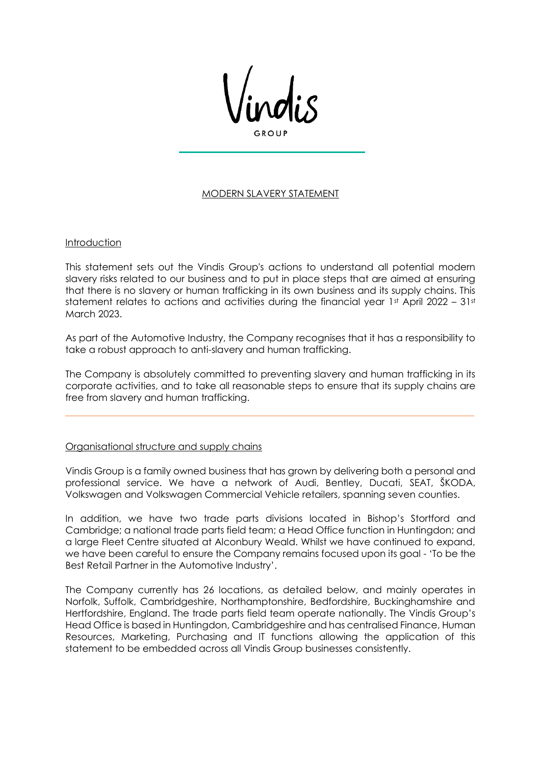Vindis

GROUP

## MODERN SLAVERY STATEMENT

### Introduction

This statement sets out the Vindis Group's actions to understand all potential modern slavery risks related to our business and to put in place steps that are aimed at ensuring that there is no slavery or human trafficking in its own business and its supply chains. This statement relates to actions and activities during the financial year 1st April 2022 – 31st March 2023.

As part of the Automotive Industry, the Company recognises that it has a responsibility to take a robust approach to anti-slavery and human trafficking.

The Company is absolutely committed to preventing slavery and human trafficking in its corporate activities, and to take all reasonable steps to ensure that its supply chains are free from slavery and human trafficking.

---

### Organisational structure and supply chains

Vindis Group is a family owned business that has grown by delivering both a personal and professional service. We have a network of Audi, Bentley, Ducati, SEAT, ŠKODA, Volkswagen and Volkswagen Commercial Vehicle retailers, spanning seven counties.

In addition, we have two trade parts divisions located in Bishop's Stortford and Cambridge; a national trade parts field team; a Head Office function in Huntingdon; and a large Fleet Centre situated at Alconbury Weald. Whilst we have continued to expand, we have been careful to ensure the Company remains focused upon its goal - 'To be the Best Retail Partner in the Automotive Industry'.

The Company currently has 26 locations, as detailed below, and mainly operates in Norfolk, Suffolk, Cambridgeshire, Northamptonshire, Bedfordshire, Buckinghamshire and Hertfordshire, England. The trade parts field team operate nationally. The Vindis Group's Head Office is based in Huntingdon, Cambridgeshire and has centralised Finance, Human Resources, Marketing, Purchasing and IT functions allowing the application of this statement to be embedded across all Vindis Group businesses consistently.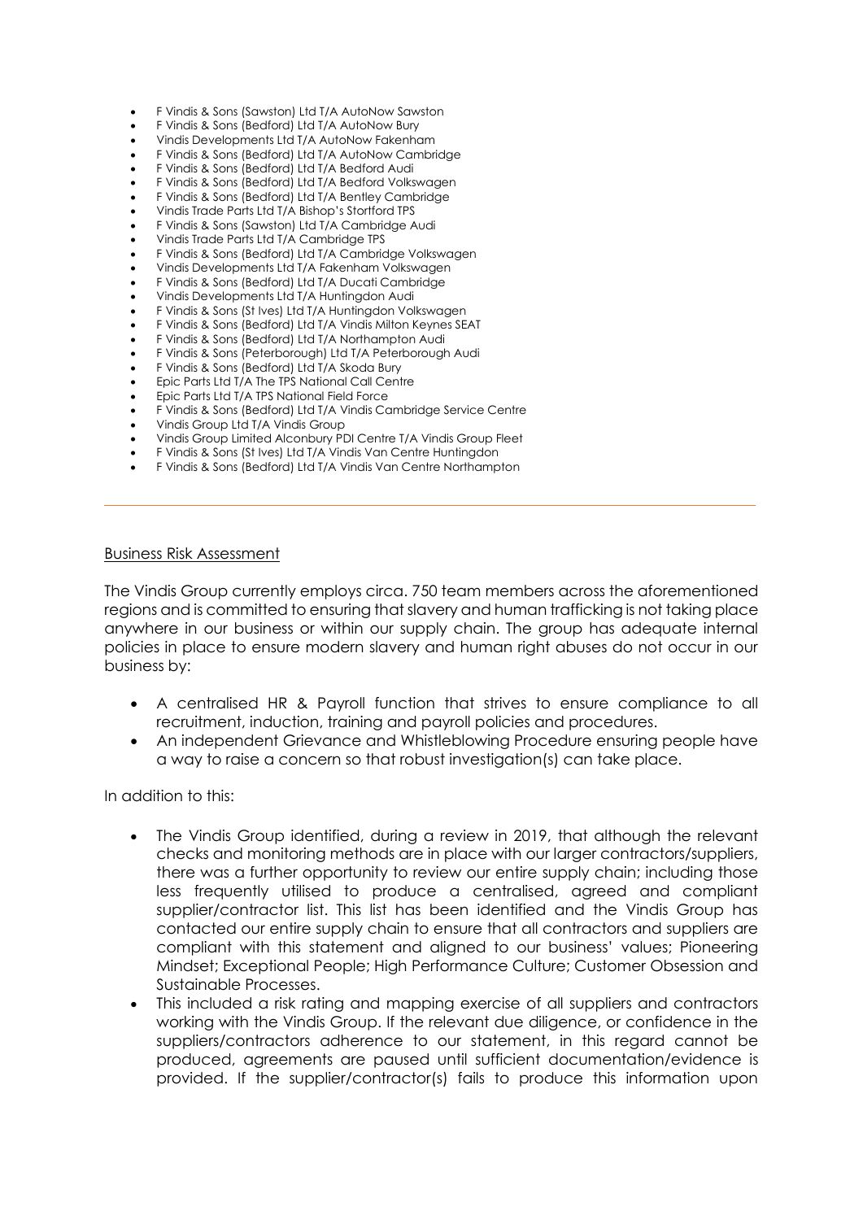- F Vindis & Sons (Sawston) Ltd T/A AutoNow Sawston
- F Vindis & Sons (Bedford) Ltd T/A AutoNow Bury
- Vindis Developments Ltd T/A AutoNow Fakenham
- F Vindis & Sons (Bedford) Ltd T/A AutoNow Cambridge
- F Vindis & Sons (Bedford) Ltd T/A Bedford Audi
- F Vindis & Sons (Bedford) Ltd T/A Bedford Volkswagen
- F Vindis & Sons (Bedford) Ltd T/A Bentley Cambridge
- Vindis Trade Parts Ltd T/A Bishop's Stortford TPS
- F Vindis & Sons (Sawston) Ltd T/A Cambridge Audi
- Vindis Trade Parts Ltd T/A Cambridge TPS
- F Vindis & Sons (Bedford) Ltd T/A Cambridge Volkswagen
- Vindis Developments Ltd T/A Fakenham Volkswagen
- F Vindis & Sons (Bedford) Ltd T/A Ducati Cambridge
- Vindis Developments Ltd T/A Huntingdon Audi
- F Vindis & Sons (St Ives) Ltd T/A Huntingdon Volkswagen
- F Vindis & Sons (Bedford) Ltd T/A Vindis Milton Keynes SEAT
- F Vindis & Sons (Bedford) Ltd T/A Northampton Audi
- F Vindis & Sons (Peterborough) Ltd T/A Peterborough Audi
- F Vindis & Sons (Bedford) Ltd T/A Skoda Bury
- Epic Parts Ltd T/A The TPS National Call Centre
- Epic Parts Ltd T/A TPS National Field Force
- F Vindis & Sons (Bedford) Ltd T/A Vindis Cambridge Service Centre
- Vindis Group Ltd T/A Vindis Group
- Vindis Group Limited Alconbury PDI Centre T/A Vindis Group Fleet
- F Vindis & Sons (St Ives) Ltd T/A Vindis Van Centre Huntingdon
- F Vindis & Sons (Bedford) Ltd T/A Vindis Van Centre Northampton

---

## Business Risk Assessment

The Vindis Group currently employs circa. 750 team members across the aforementioned regions and is committed to ensuring that slavery and human trafficking is not taking place anywhere in our business or within our supply chain. The group has adequate internal policies in place to ensure modern slavery and human right abuses do not occur in our business by:

- A centralised HR & Payroll function that strives to ensure compliance to all recruitment, induction, training and payroll policies and procedures.
- An independent Grievance and Whistleblowing Procedure ensuring people have a way to raise a concern so that robust investigation(s) can take place.

In addition to this:

- The Vindis Group identified, during a review in 2019, that although the relevant checks and monitoring methods are in place with our larger contractors/suppliers, there was a further opportunity to review our entire supply chain; including those less frequently utilised to produce a centralised, agreed and compliant supplier/contractor list. This list has been identified and the Vindis Group has contacted our entire supply chain to ensure that all contractors and suppliers are compliant with this statement and aligned to our business' values; Pioneering Mindset; Exceptional People; High Performance Culture; Customer Obsession and Sustainable Processes.
- This included a risk rating and mapping exercise of all suppliers and contractors working with the Vindis Group. If the relevant due diligence, or confidence in the suppliers/contractors adherence to our statement, in this regard cannot be produced, agreements are paused until sufficient documentation/evidence is provided. If the supplier/contractor(s) fails to produce this information upon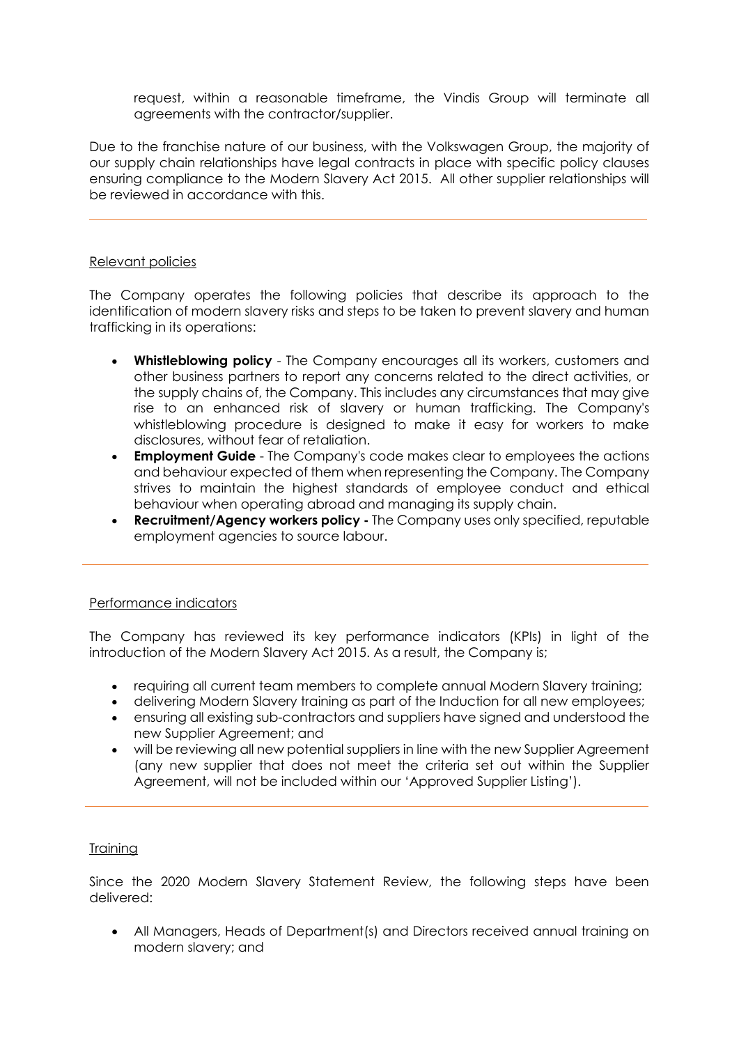request, within a reasonable timeframe, the Vindis Group will terminate all agreements with the contractor/supplier.

Due to the franchise nature of our business, with the Volkswagen Group, the majority of our supply chain relationships have legal contracts in place with specific policy clauses ensuring compliance to the Modern Slavery Act 2015. All other supplier relationships will be reviewed in accordance with this.

---

<u>Relevant policies</u>

The Company operates the following policies that describe its approach to the identification of modern slavery risks and steps to be taken to prevent slavery and human trafficking in its operations:

- **Whistleblowing policy** - The Company encourages all its workers, customers and other business partners to report any concerns related to the direct activities, or the supply chains of, the Company. This includes any circumstances that may give rise to an enhanced risk of slavery or human trafficking. The Company's whistleblowing procedure is designed to make it easy for workers to make disclosures, without fear of retaliation.
- **Employment Guide** - The Company's code makes clear to employees the actions and behaviour expected of them when representing the Company. The Company strives to maintain the highest standards of employee conduct and ethical behaviour when operating abroad and managing its supply chain.
- **Recruitment/Agency workers policy -** The Company uses only specified, reputable employment agencies to source labour.

---

<u>Performance indicators</u>

The Company has reviewed its key performance indicators (KPIs) in light of the introduction of the Modern Slavery Act 2015. As a result, the Company is;

- requiring all current team members to complete annual Modern Slavery training;
- delivering Modern Slavery training as part of the Induction for all new employees;
- ensuring all existing sub-contractors and suppliers have signed and understood the new Supplier Agreement; and
- will be reviewing all new potential suppliers in line with the new Supplier Agreement (any new supplier that does not meet the criteria set out within the Supplier Agreement, will not be included within our 'Approved Supplier Listing').

---

<u>Training</u>

Since the 2020 Modern Slavery Statement Review, the following steps have been delivered:

- All Managers, Heads of Department(s) and Directors received annual training on modern slavery; and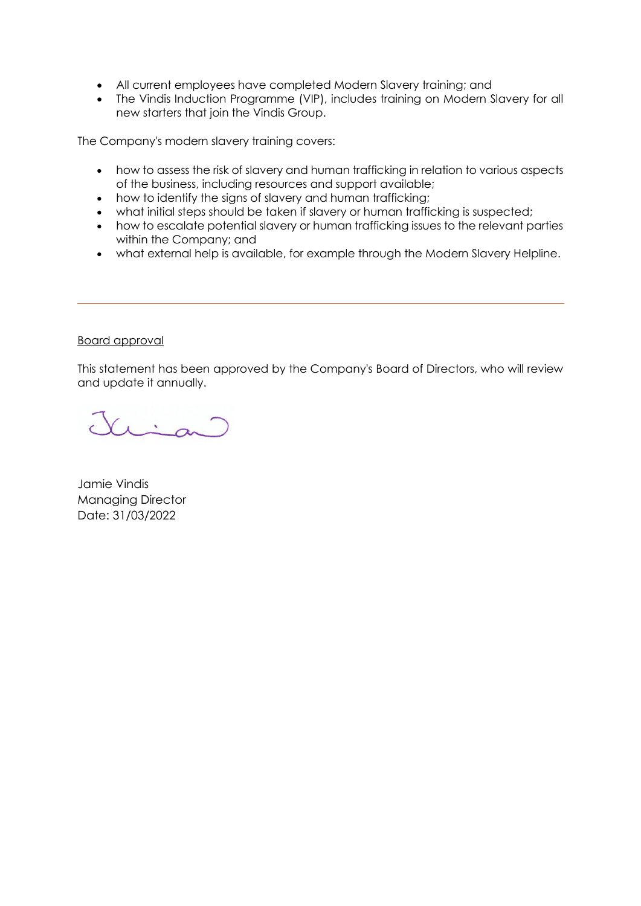- All current employees have completed Modern Slavery training; and
- The Vindis Induction Programme (VIP), includes training on Modern Slavery for all new starters that join the Vindis Group.

The Company's modern slavery training covers:

- how to assess the risk of slavery and human trafficking in relation to various aspects of the business, including resources and support available;
- how to identify the signs of slavery and human trafficking;
- what initial steps should be taken if slavery or human trafficking is suspected;
- how to escalate potential slavery or human trafficking issues to the relevant parties within the Company; and
- what external help is available, for example through the Modern Slavery Helpline.

---

<u>Board approval</u>

This statement has been approved by the Company's Board of Directors, who will review and update it annually.

Jamie Vindis
Managing Director
Date: 31/03/2022